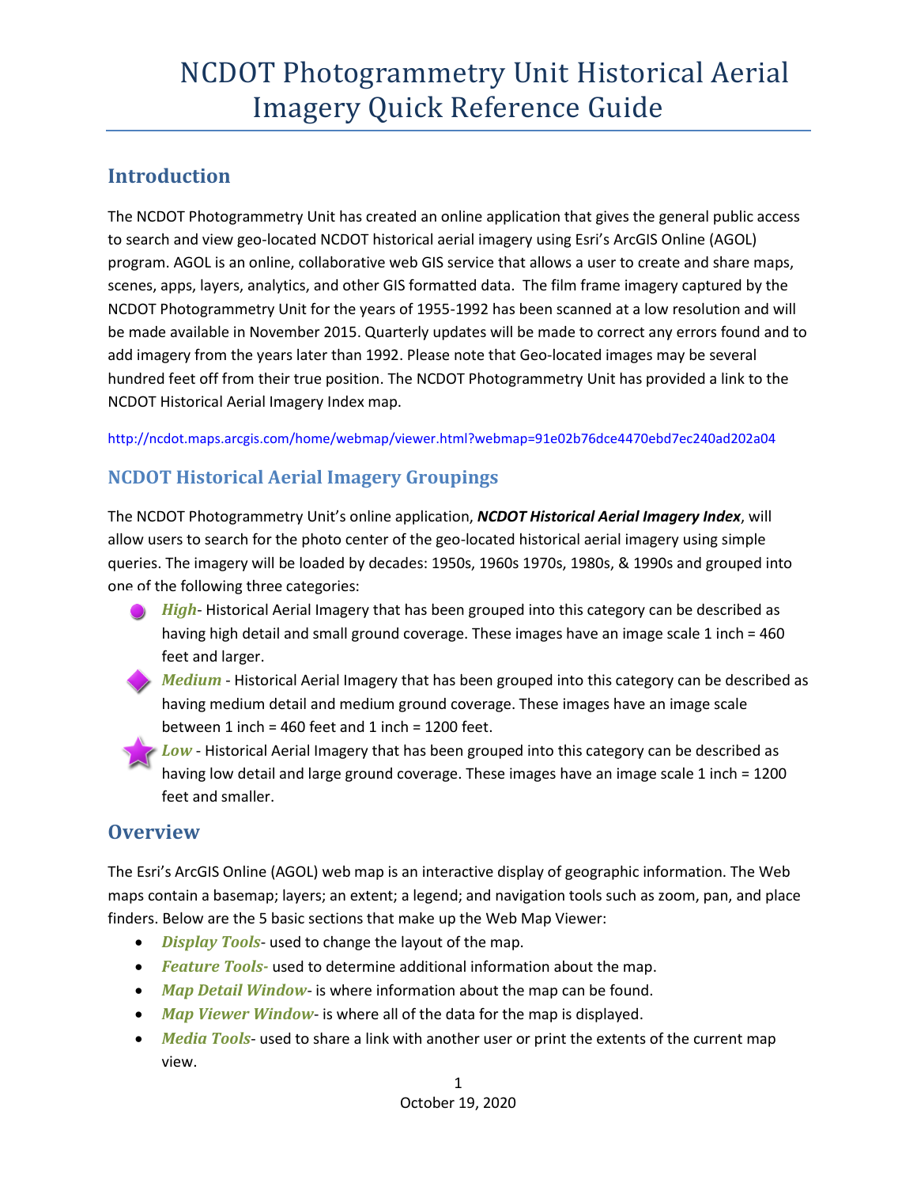# NCDOT Photogrammetry Unit Historical Aerial Imagery Quick Reference Guide

## Introduction

The NCDOT Photogrammetry Unit has created an online application that gives the general public access to search and view geo-located NCDOT historical aerial imagery using Esri's ArcGIS Online (AGOL) program. AGOL is an online, collaborative web GIS service that allows a user to create and share maps, scenes, apps, layers, analytics, and other GIS formatted data. The film frame imagery captured by the NCDOT Photogrammetry Unit for the years of 1955-1992 has been scanned at a low resolution and will be made available in November 2015. Quarterly updates will be made to correct any errors found and to add imagery from the years later than 1992. Please note that Geo-located images may be several hundred feet off from their true position. The NCDOT Photogrammetry Unit has provided a link to the NCDOT Historical Aerial Imagery Index map.

http://ncdot.maps.arcgis.com/home/webmap/viewer.html?webmap=91e02b76dce4470ebd7ec240ad202a04

### NCDOT Historical Aerial Imagery Groupings

The NCDOT Photogrammetry Unit's online application, ***NCDOT Historical Aerial Imagery Index***, will allow users to search for the photo center of the geo-located historical aerial imagery using simple queries. The imagery will be loaded by decades: 1950s, 1960s 1970s, 1980s, & 1990s and grouped into one of the following three categories:

- ***High***- Historical Aerial Imagery that has been grouped into this category can be described as having high detail and small ground coverage. These images have an image scale 1 inch = 460 feet and larger.
- ***Medium*** - Historical Aerial Imagery that has been grouped into this category can be described as having medium detail and medium ground coverage. These images have an image scale between 1 inch = 460 feet and 1 inch = 1200 feet.
- ***Low*** - Historical Aerial Imagery that has been grouped into this category can be described as having low detail and large ground coverage. These images have an image scale 1 inch = 1200 feet and smaller.

## Overview

The Esri's ArcGIS Online (AGOL) web map is an interactive display of geographic information. The Web maps contain a basemap; layers; an extent; a legend; and navigation tools such as zoom, pan, and place finders. Below are the 5 basic sections that make up the Web Map Viewer:

- ***Display Tools***- used to change the layout of the map.
- ***Feature Tools-*** used to determine additional information about the map.
- ***Map Detail Window***- is where information about the map can be found.
- ***Map Viewer Window***- is where all of the data for the map is displayed.
- ***Media Tools***- used to share a link with another user or print the extents of the current map view.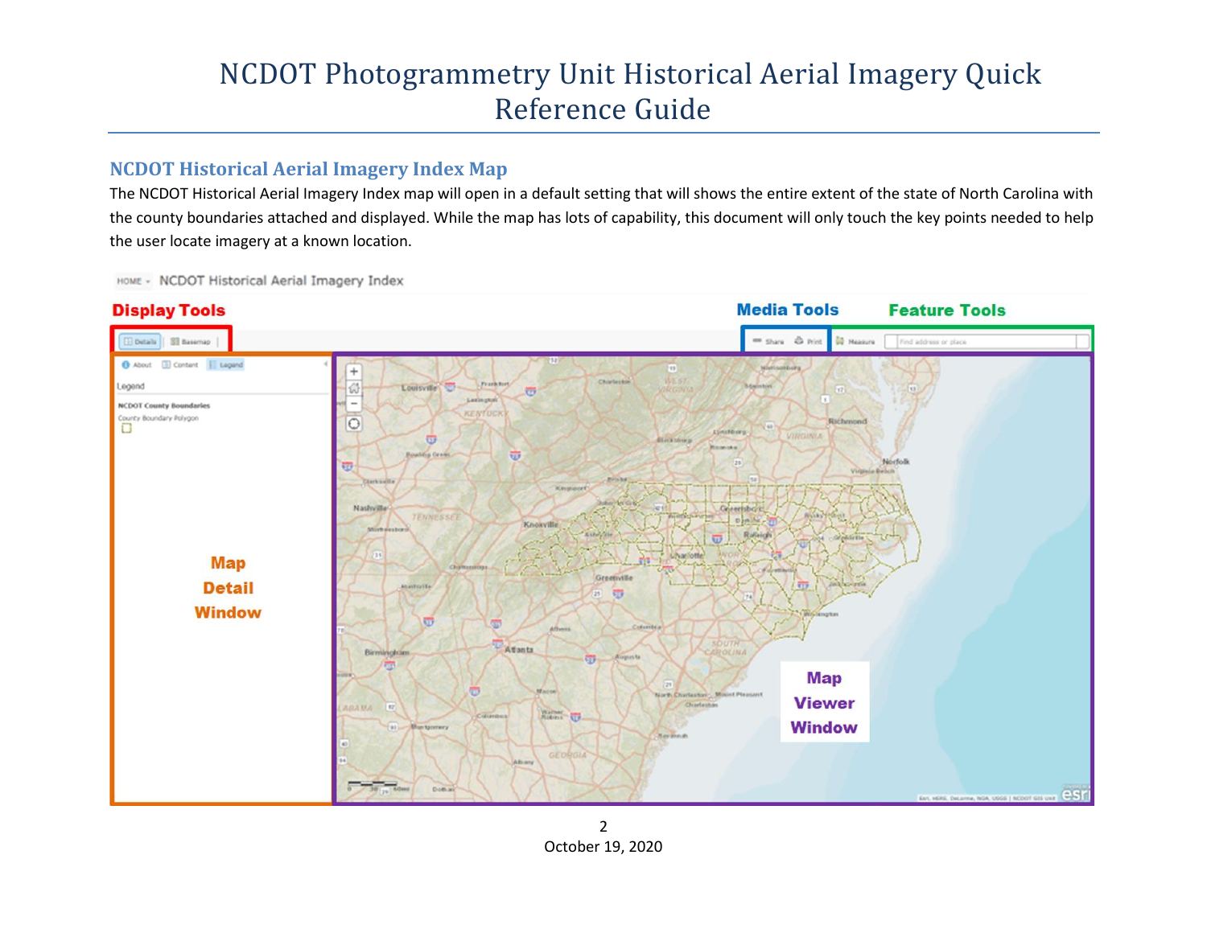# NCDOT Photogrammetry Unit Historical Aerial Imagery Quick Reference Guide

## NCDOT Historical Aerial Imagery Index Map

The NCDOT Historical Aerial Imagery Index map will open in a default setting that will shows the entire extent of the state of North Carolina with the county boundaries attached and displayed. While the map has lots of capability, this document will only touch the key points needed to help the user locate imagery at a known location.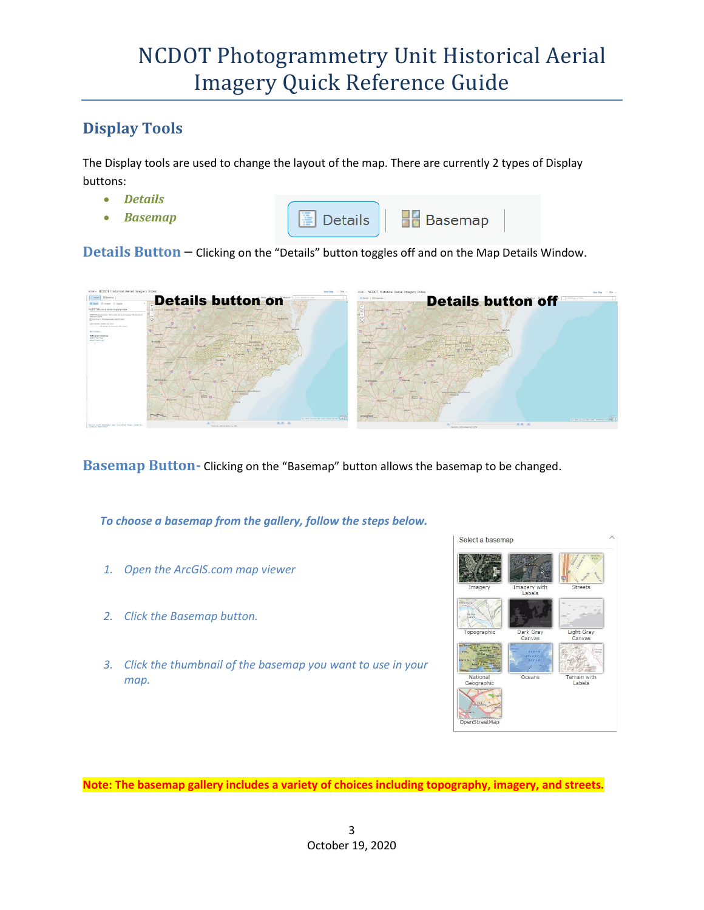# NCDOT Photogrammetry Unit Historical Aerial Imagery Quick Reference Guide

## Display Tools

The Display tools are used to change the layout of the map. There are currently 2 types of Display buttons:

- ***Details***
- ***Basemap***

**Details Button** – Clicking on the "Details" button toggles off and on the Map Details Window.

**Basemap Button-** Clicking on the "Basemap" button allows the basemap to be changed.

***To choose a basemap from the gallery, follow the steps below.***

1. *Open the ArcGIS.com map viewer*
2. *Click the Basemap button.*
3. *Click the thumbnail of the basemap you want to use in your map.*

**Note: The basemap gallery includes a variety of choices including topography, imagery, and streets.**

October 19, 2020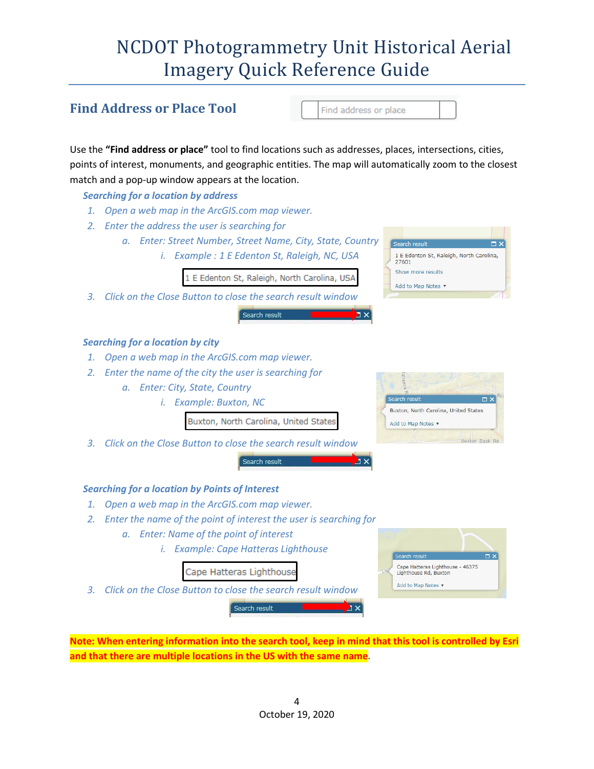# NCDOT Photogrammetry Unit Historical Aerial Imagery Quick Reference Guide

## Find Address or Place Tool

Use the **"Find address or place"** tool to find locations such as addresses, places, intersections, cities, points of interest, monuments, and geographic entities. The map will automatically zoom to the closest match and a pop-up window appears at the location.

### *Searching for a location by address*

1. *Open a web map in the ArcGIS.com map viewer.*
2. *Enter the address the user is searching for*
   a. *Enter: Street Number, Street Name, City, State, Country*
      i. *Example : 1 E Edenton St, Raleigh, NC, USA*
3. *Click on the Close Button to close the search result window*

### *Searching for a location by city*

1. *Open a web map in the ArcGIS.com map viewer.*
2. *Enter the name of the city the user is searching for*
   a. *Enter: City, State, Country*
      i. *Example: Buxton, NC*
3. *Click on the Close Button to close the search result window*

### *Searching for a location by Points of Interest*

1. *Open a web map in the ArcGIS.com map viewer.*
2. *Enter the name of the point of interest the user is searching for*
   a. *Enter: Name of the point of interest*
      i. *Example: Cape Hatteras Lighthouse*
3. *Click on the Close Button to close the search result window*

**Note: When entering information into the search tool, keep in mind that this tool is controlled by Esri and that there are multiple locations in the US with the same name.**

October 19, 2020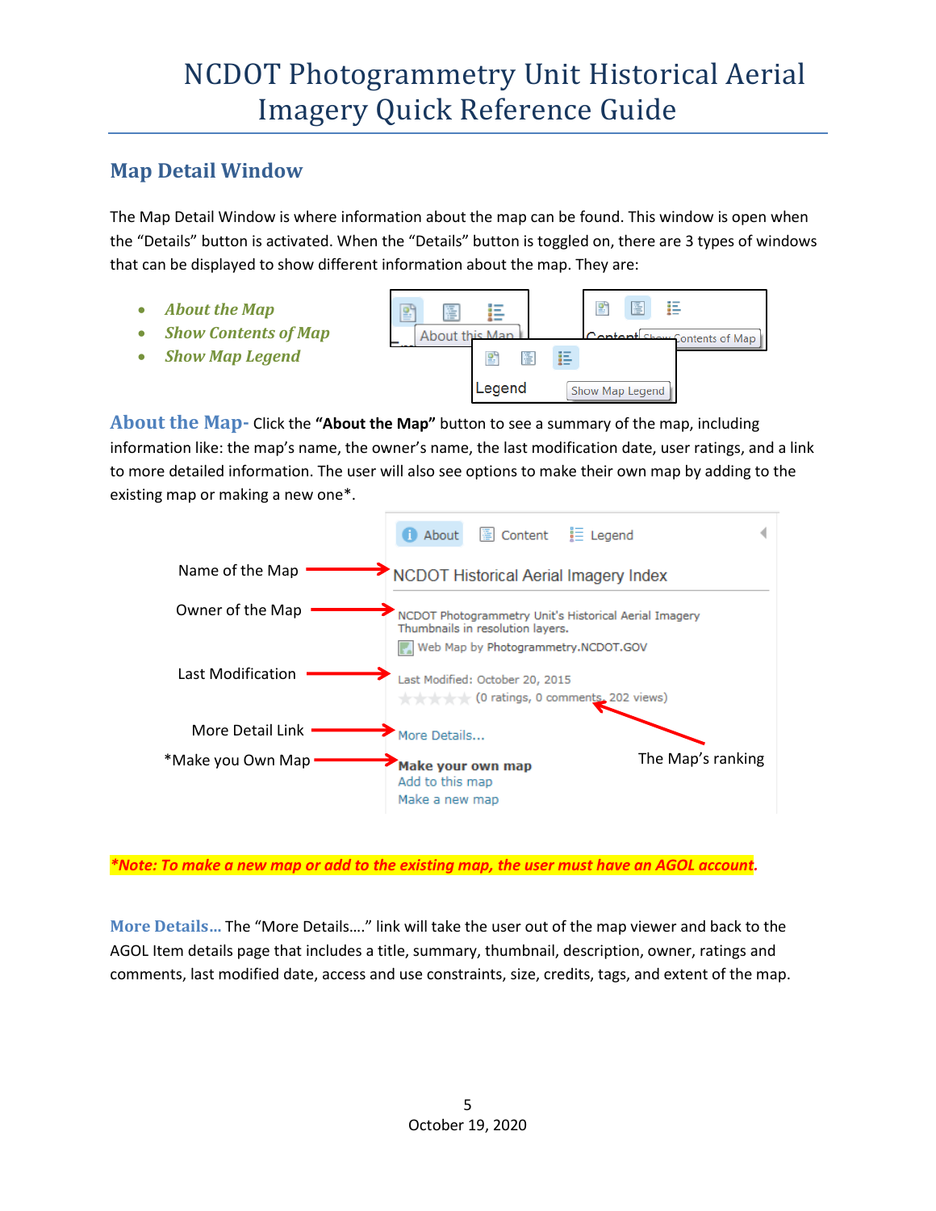## Map Detail Window

The Map Detail Window is where information about the map can be found. This window is open when the "Details" button is activated. When the "Details" button is toggled on, there are 3 types of windows that can be displayed to show different information about the map. They are:

- *About the Map*
- *Show Contents of Map*
- *Show Map Legend*

**About the Map-** Click the **"About the Map"** button to see a summary of the map, including information like: the map's name, the owner's name, the last modification date, user ratings, and a link to more detailed information. The user will also see options to make their own map by adding to the existing map or making a new one*.

***Note: To make a new map or add to the existing map, the user must have an AGOL account.***

**More Details…** The "More Details…." link will take the user out of the map viewer and back to the AGOL Item details page that includes a title, summary, thumbnail, description, owner, ratings and comments, last modified date, access and use constraints, size, credits, tags, and extent of the map.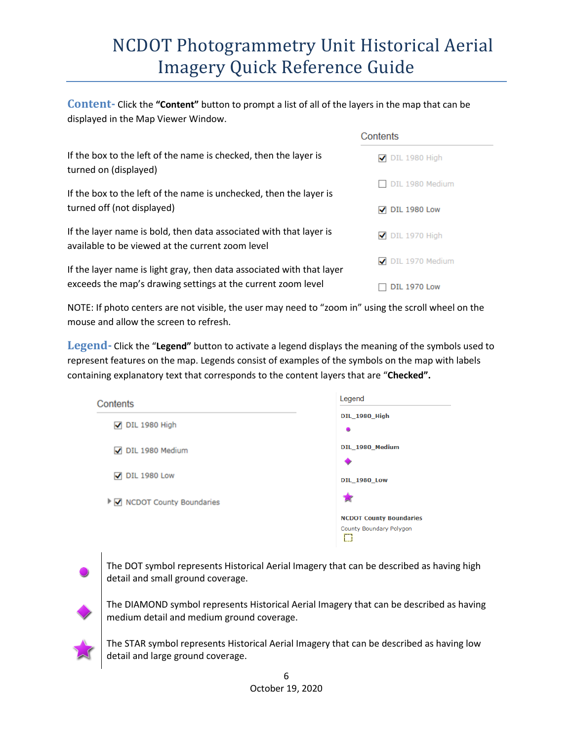# NCDOT Photogrammetry Unit Historical Aerial Imagery Quick Reference Guide

**Content-** Click the **"Content"** button to prompt a list of all of the layers in the map that can be displayed in the Map Viewer Window.

If the box to the left of the name is checked, then the layer is turned on (displayed)

If the box to the left of the name is unchecked, then the layer is turned off (not displayed)

If the layer name is bold, then data associated with that layer is available to be viewed at the current zoom level

If the layer name is light gray, then data associated with that layer exceeds the map's drawing settings at the current zoom level

Contents

- ☑ DIL 1980 High
- ☐ DIL 1980 Medium
- ☑ DIL 1980 Low
- ☑ DIL 1970 High
- ☑ DIL 1970 Medium
- ☐ DIL 1970 Low

NOTE: If photo centers are not visible, the user may need to "zoom in" using the scroll wheel on the mouse and allow the screen to refresh.

**Legend-** Click the "**Legend"** button to activate a legend displays the meaning of the symbols used to represent features on the map. Legends consist of examples of the symbols on the map with labels containing explanatory text that corresponds to the content layers that are "**Checked"**.

Contents

- ☑ DIL 1980 High
- ☑ DIL 1980 Medium
- ☑ DIL 1980 Low
- ☑ NCDOT County Boundaries

Legend

- DIL_1980_High
- DIL_1980_Medium
- DIL_1980_Low
- NCDOT County Boundaries
  - County Boundary Polygon

The DOT symbol represents Historical Aerial Imagery that can be described as having high detail and small ground coverage.

The DIAMOND symbol represents Historical Aerial Imagery that can be described as having medium detail and medium ground coverage.

The STAR symbol represents Historical Aerial Imagery that can be described as having low detail and large ground coverage.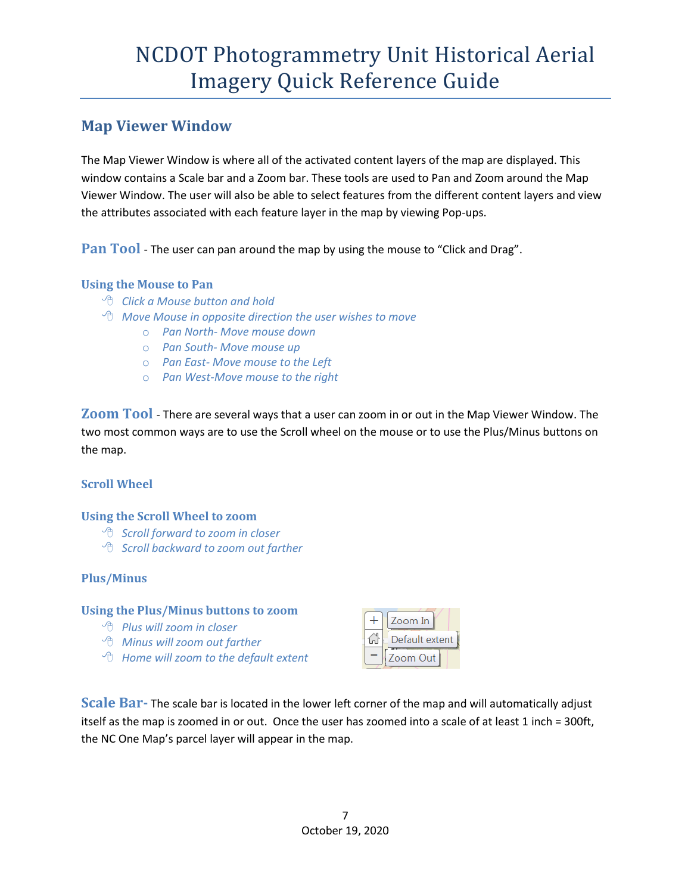# NCDOT Photogrammetry Unit Historical Aerial Imagery Quick Reference Guide

## Map Viewer Window

The Map Viewer Window is where all of the activated content layers of the map are displayed. This window contains a Scale bar and a Zoom bar. These tools are used to Pan and Zoom around the Map Viewer Window. The user will also be able to select features from the different content layers and view the attributes associated with each feature layer in the map by viewing Pop-ups.

**Pan Tool** - The user can pan around the map by using the mouse to "Click and Drag".

### Using the Mouse to Pan

- *Click a Mouse button and hold*
- *Move Mouse in opposite direction the user wishes to move*
  - *Pan North- Move mouse down*
  - *Pan South- Move mouse up*
  - *Pan East- Move mouse to the Left*
  - *Pan West-Move mouse to the right*

**Zoom Tool** - There are several ways that a user can zoom in or out in the Map Viewer Window. The two most common ways are to use the Scroll wheel on the mouse or to use the Plus/Minus buttons on the map.

### Scroll Wheel

### Using the Scroll Wheel to zoom

- *Scroll forward to zoom in closer*
- *Scroll backward to zoom out farther*

### Plus/Minus

### Using the Plus/Minus buttons to zoom

- *Plus will zoom in closer*
- *Minus will zoom out farther*
- *Home will zoom to the default extent*

**Scale Bar-** The scale bar is located in the lower left corner of the map and will automatically adjust itself as the map is zoomed in or out. Once the user has zoomed into a scale of at least 1 inch = 300ft, the NC One Map's parcel layer will appear in the map.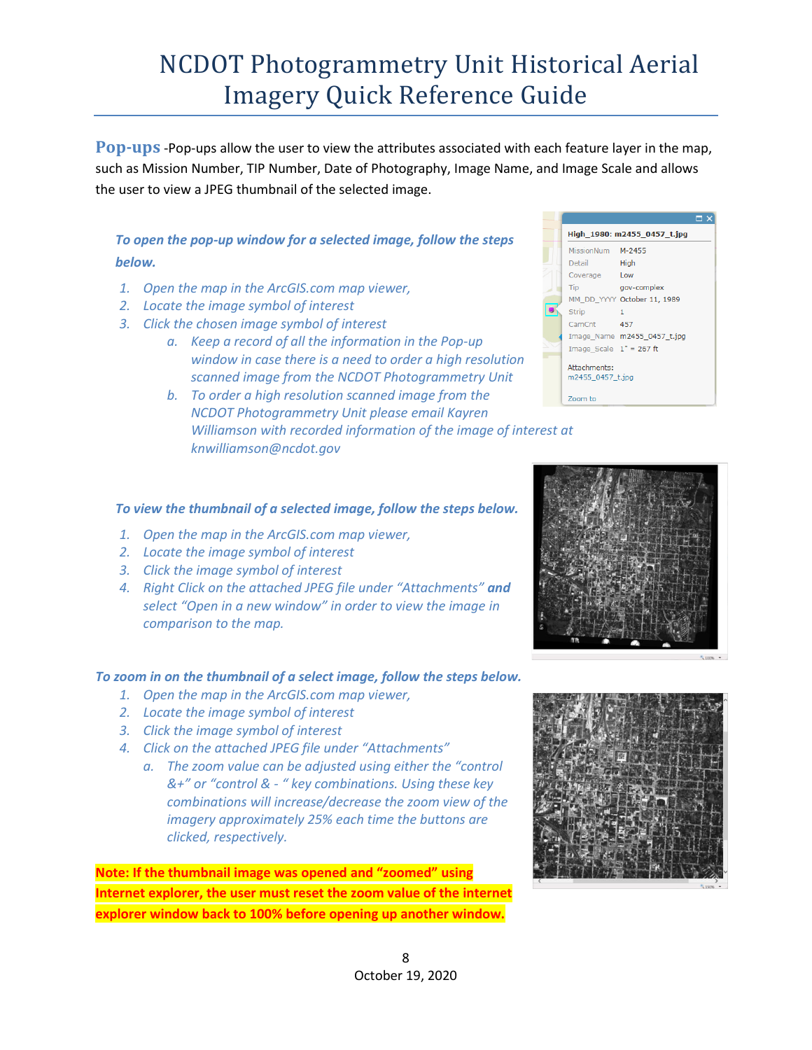# NCDOT Photogrammetry Unit Historical Aerial Imagery Quick Reference Guide

**Pop-ups** -Pop-ups allow the user to view the attributes associated with each feature layer in the map, such as Mission Number, TIP Number, Date of Photography, Image Name, and Image Scale and allows the user to view a JPEG thumbnail of the selected image.

***To open the pop-up window for a selected image, follow the steps below.***

1. *Open the map in the ArcGIS.com map viewer,*
2. *Locate the image symbol of interest*
3. *Click the chosen image symbol of interest*
   a. *Keep a record of all the information in the Pop-up window in case there is a need to order a high resolution scanned image from the NCDOT Photogrammetry Unit*
   b. *To order a high resolution scanned image from the NCDOT Photogrammetry Unit please email Kayren Williamson with recorded information of the image of interest at knwilliamson@ncdot.gov*

***To view the thumbnail of a selected image, follow the steps below.***

1. *Open the map in the ArcGIS.com map viewer,*
2. *Locate the image symbol of interest*
3. *Click the image symbol of interest*
4. *Right Click on the attached JPEG file under "Attachments"* ***and*** *select "Open in a new window" in order to view the image in comparison to the map.*

***To zoom in on the thumbnail of a select image, follow the steps below.***

1. *Open the map in the ArcGIS.com map viewer,*
2. *Locate the image symbol of interest*
3. *Click the image symbol of interest*
4. *Click on the attached JPEG file under "Attachments"*
   a. *The zoom value can be adjusted using either the "control &+" or "control & - " key combinations. Using these key combinations will increase/decrease the zoom view of the imagery approximately 25% each time the buttons are clicked, respectively.*

**Note: If the thumbnail image was opened and "zoomed" using Internet explorer, the user must reset the zoom value of the internet explorer window back to 100% before opening up another window.**

October 19, 2020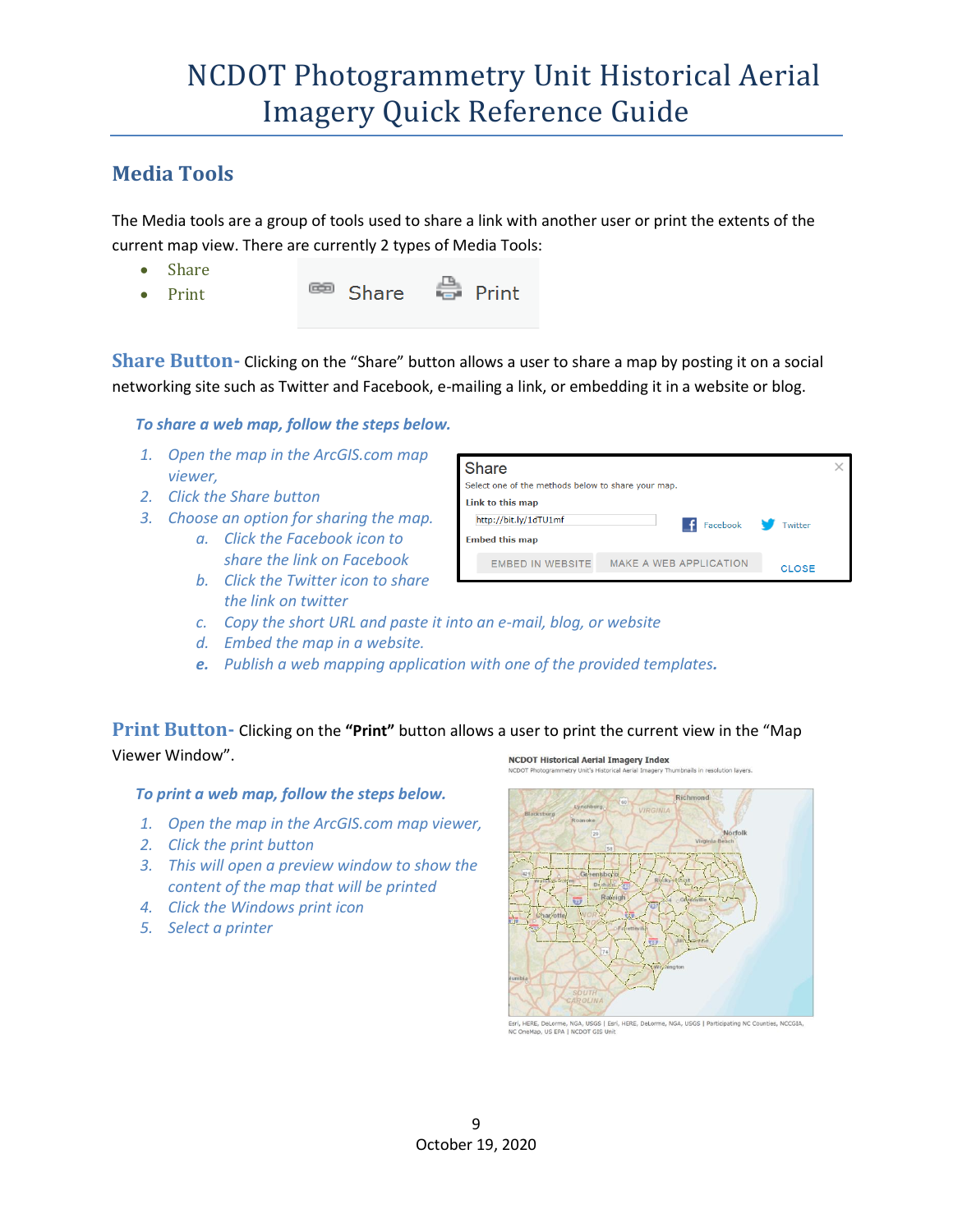## Media Tools

The Media tools are a group of tools used to share a link with another user or print the extents of the current map view. There are currently 2 types of Media Tools:

- Share
- Print

**Share Button-** Clicking on the "Share" button allows a user to share a map by posting it on a social networking site such as Twitter and Facebook, e-mailing a link, or embedding it in a website or blog.

***To share a web map, follow the steps below.***

1. *Open the map in the ArcGIS.com map viewer,*
2. *Click the Share button*
3. *Choose an option for sharing the map.*
   a. *Click the Facebook icon to share the link on Facebook*
   b. *Click the Twitter icon to share the link on twitter*
   c. *Copy the short URL and paste it into an e-mail, blog, or website*
   d. *Embed the map in a website.*
   e. ***Publish a web mapping application with one of the provided templates.***

**Print Button-** Clicking on the **"Print"** button allows a user to print the current view in the "Map Viewer Window".

***To print a web map, follow the steps below.***

1. *Open the map in the ArcGIS.com map viewer,*
2. *Click the print button*
3. *This will open a preview window to show the content of the map that will be printed*
4. *Click the Windows print icon*
5. *Select a printer*

October 19, 2020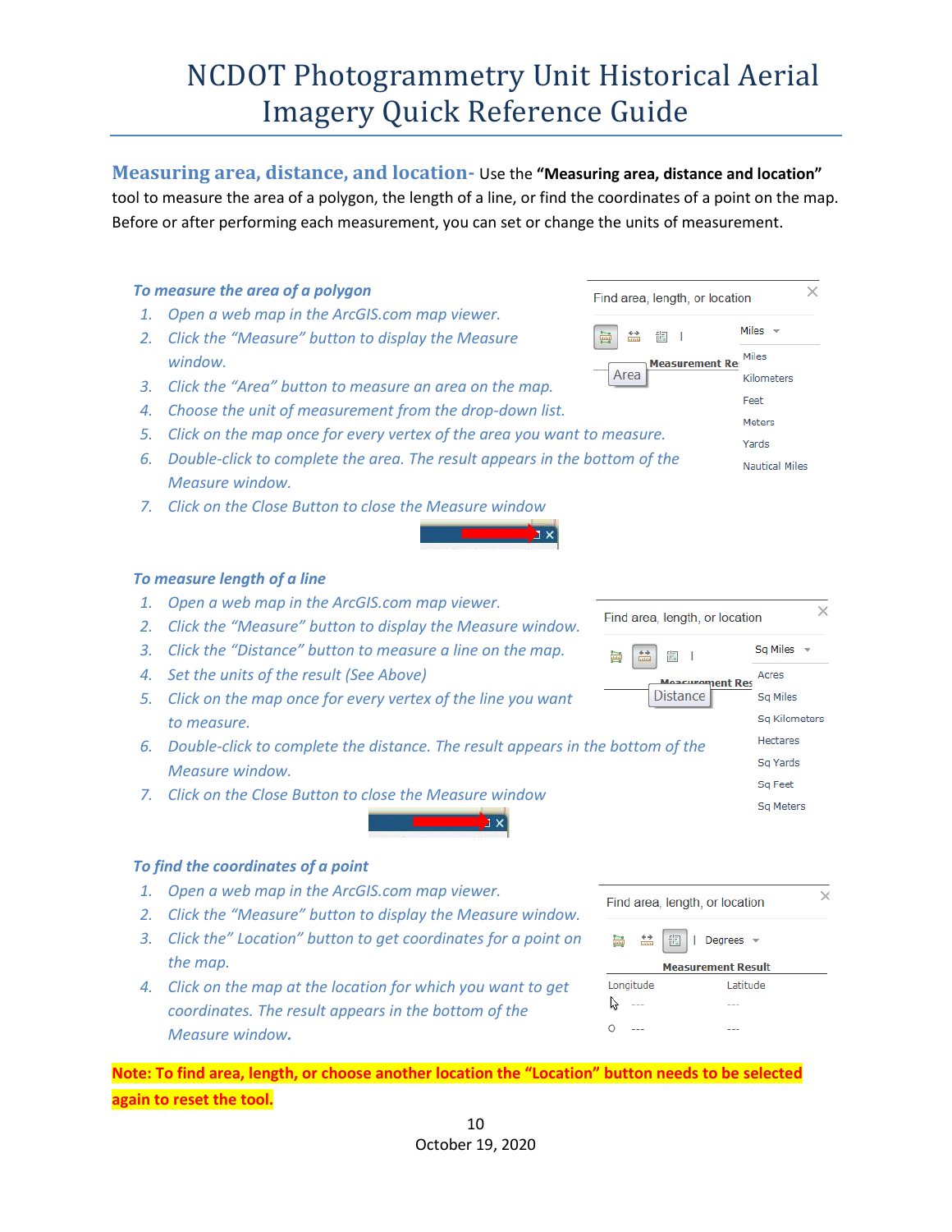# NCDOT Photogrammetry Unit Historical Aerial Imagery Quick Reference Guide

**Measuring area, distance, and location-** Use the **"Measuring area, distance and location"** tool to measure the area of a polygon, the length of a line, or find the coordinates of a point on the map. Before or after performing each measurement, you can set or change the units of measurement.

### *To measure the area of a polygon*

1. *Open a web map in the ArcGIS.com map viewer.*
2. *Click the "Measure" button to display the Measure window.*
3. *Click the "Area" button to measure an area on the map.*
4. *Choose the unit of measurement from the drop-down list.*
5. *Click on the map once for every vertex of the area you want to measure.*
6. *Double-click to complete the area. The result appears in the bottom of the Measure window.*
7. *Click on the Close Button to close the Measure window*

Find area, length, or location
Miles
Measurement Re
Area
Miles
Kilometers
Feet
Meters
Yards
Nautical Miles

### *To measure length of a line*

1. *Open a web map in the ArcGIS.com map viewer.*
2. *Click the "Measure" button to display the Measure window.*
3. *Click the "Distance" button to measure a line on the map.*
4. *Set the units of the result (See Above)*
5. *Click on the map once for every vertex of the line you want to measure.*
6. *Double-click to complete the distance. The result appears in the bottom of the Measure window.*
7. *Click on the Close Button to close the Measure window*

Find area, length, or location
Sq Miles
Measurement Res
Distance
Acres
Sq Miles
Sq Kilometers
Hectares
Sq Yards
Sq Feet
Sq Meters

### *To find the coordinates of a point*

1. *Open a web map in the ArcGIS.com map viewer.*
2. *Click the "Measure" button to display the Measure window.*
3. *Click the" Location" button to get coordinates for a point on the map.*
4. *Click on the map at the location for which you want to get coordinates. The result appears in the bottom of the Measure window.*

Find area, length, or location
Degrees
Measurement Result
Longitude Latitude
--- ---
--- ---

**Note: To find area, length, or choose another location the "Location" button needs to be selected again to reset the tool.**

October 19, 2020